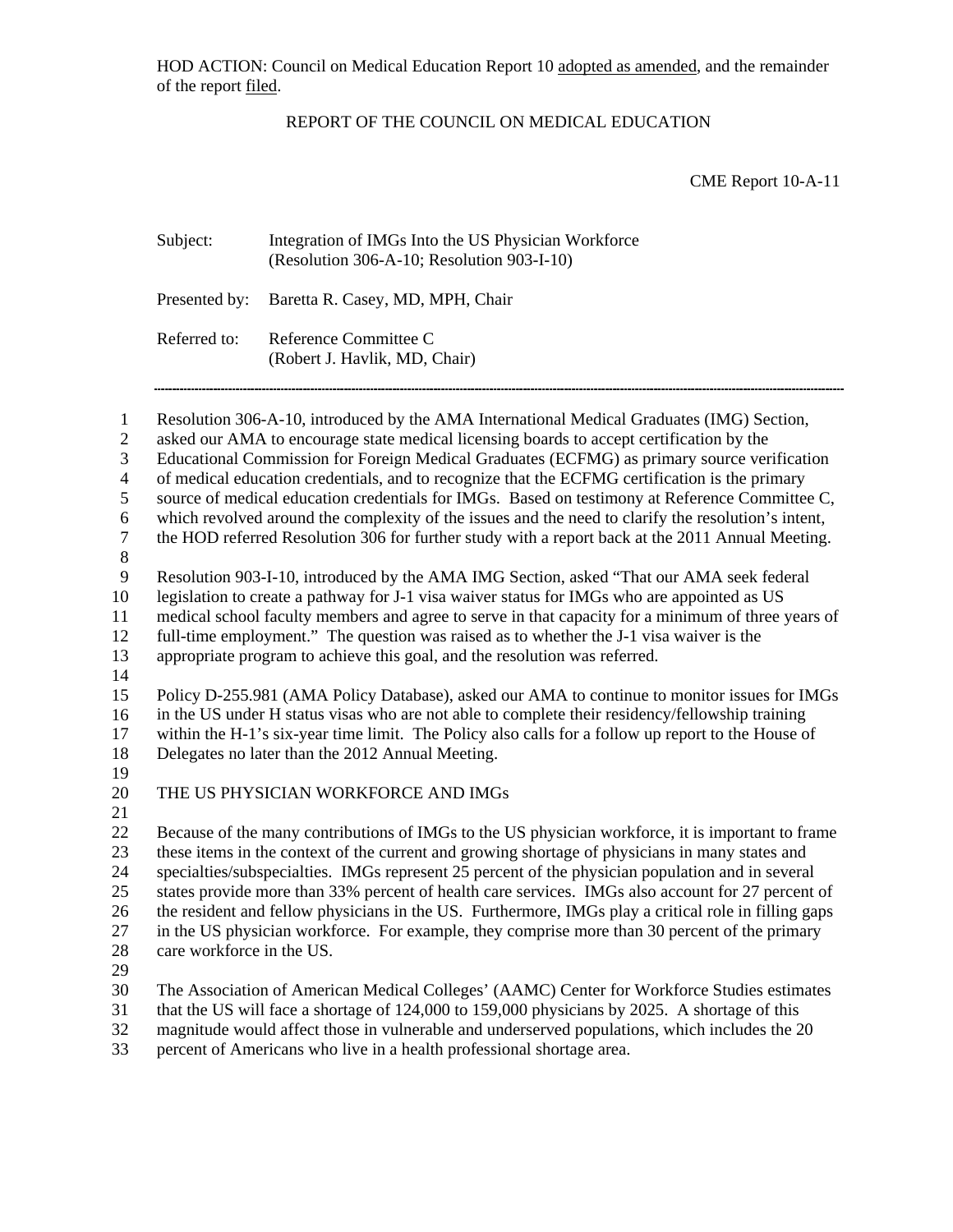HOD ACTION: Council on Medical Education Report 10 adopted as amended, and the remainder of the report filed.

REPORT OF THE COUNCIL ON MEDICAL EDUCATION

CME Report 10-A-11

Subject: Integration of IMGs Into the US Physician Workforce (Resolution 306-A-10; Resolution 903-I-10)

Presented by: Baretta R. Casey, MD, MPH, Chair

Referred to: Reference Committee C (Robert J. Havlik, MD, Chair)

---

Resolution 306-A-10, introduced by the AMA International Medical Graduates (IMG) Section, asked our AMA to encourage state medical licensing boards to accept certification by the Educational Commission for Foreign Medical Graduates (ECFMG) as primary source verification of medical education credentials, and to recognize that the ECFMG certification is the primary source of medical education credentials for IMGs. Based on testimony at Reference Committee C, which revolved around the complexity of the issues and the need to clarify the resolution's intent, the HOD referred Resolution 306 for further study with a report back at the 2011 Annual Meeting.

Resolution 903-I-10, introduced by the AMA IMG Section, asked "That our AMA seek federal legislation to create a pathway for J-1 visa waiver status for IMGs who are appointed as US medical school faculty members and agree to serve in that capacity for a minimum of three years of full-time employment." The question was raised as to whether the J-1 visa waiver is the appropriate program to achieve this goal, and the resolution was referred.

Policy D-255.981 (AMA Policy Database), asked our AMA to continue to monitor issues for IMGs in the US under H status visas who are not able to complete their residency/fellowship training within the H-1's six-year time limit. The Policy also calls for a follow up report to the House of Delegates no later than the 2012 Annual Meeting.

## THE US PHYSICIAN WORKFORCE AND IMGs

Because of the many contributions of IMGs to the US physician workforce, it is important to frame these items in the context of the current and growing shortage of physicians in many states and specialties/subspecialties. IMGs represent 25 percent of the physician population and in several states provide more than 33% percent of health care services. IMGs also account for 27 percent of the resident and fellow physicians in the US. Furthermore, IMGs play a critical role in filling gaps in the US physician workforce. For example, they comprise more than 30 percent of the primary care workforce in the US.

The Association of American Medical Colleges' (AAMC) Center for Workforce Studies estimates that the US will face a shortage of 124,000 to 159,000 physicians by 2025. A shortage of this magnitude would affect those in vulnerable and underserved populations, which includes the 20 percent of Americans who live in a health professional shortage area.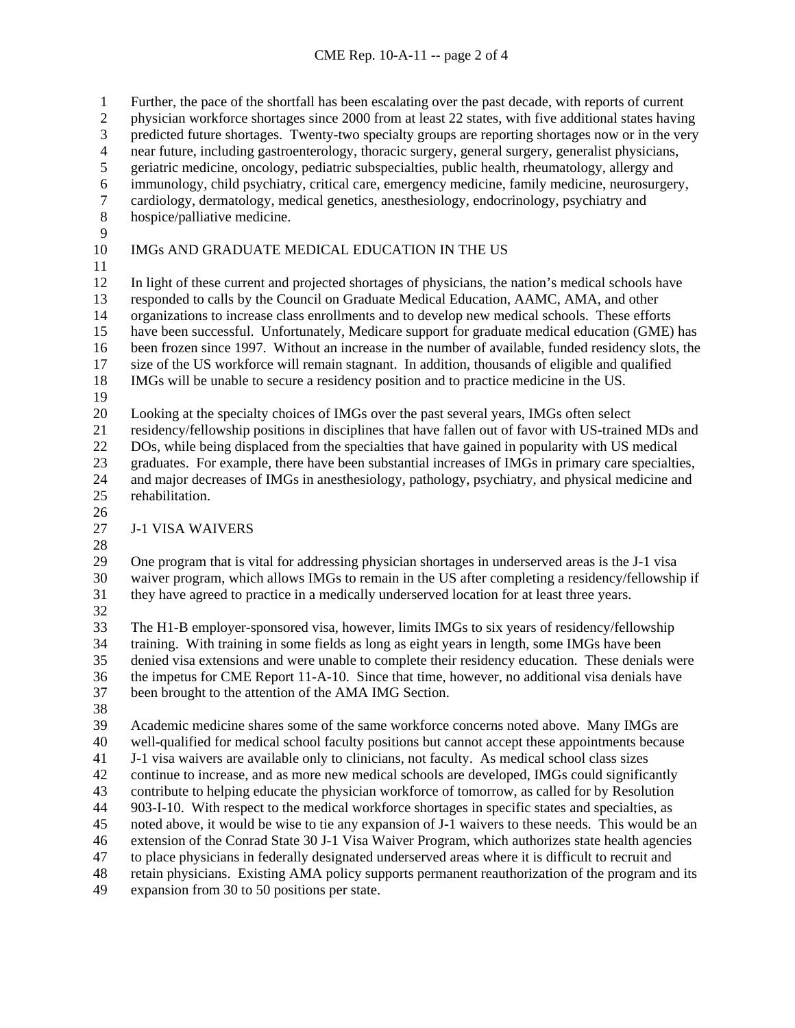Further, the pace of the shortfall has been escalating over the past decade, with reports of current physician workforce shortages since 2000 from at least 22 states, with five additional states having predicted future shortages. Twenty-two specialty groups are reporting shortages now or in the very near future, including gastroenterology, thoracic surgery, general surgery, generalist physicians, geriatric medicine, oncology, pediatric subspecialties, public health, rheumatology, allergy and immunology, child psychiatry, critical care, emergency medicine, family medicine, neurosurgery, cardiology, dermatology, medical genetics, anesthesiology, endocrinology, psychiatry and hospice/palliative medicine.

## IMGs AND GRADUATE MEDICAL EDUCATION IN THE US

In light of these current and projected shortages of physicians, the nation's medical schools have responded to calls by the Council on Graduate Medical Education, AAMC, AMA, and other organizations to increase class enrollments and to develop new medical schools. These efforts have been successful. Unfortunately, Medicare support for graduate medical education (GME) has been frozen since 1997. Without an increase in the number of available, funded residency slots, the size of the US workforce will remain stagnant. In addition, thousands of eligible and qualified IMGs will be unable to secure a residency position and to practice medicine in the US.

Looking at the specialty choices of IMGs over the past several years, IMGs often select residency/fellowship positions in disciplines that have fallen out of favor with US-trained MDs and DOs, while being displaced from the specialties that have gained in popularity with US medical graduates. For example, there have been substantial increases of IMGs in primary care specialties, and major decreases of IMGs in anesthesiology, pathology, psychiatry, and physical medicine and rehabilitation.

## J-1 VISA WAIVERS

One program that is vital for addressing physician shortages in underserved areas is the J-1 visa waiver program, which allows IMGs to remain in the US after completing a residency/fellowship if they have agreed to practice in a medically underserved location for at least three years.

The H1-B employer-sponsored visa, however, limits IMGs to six years of residency/fellowship training. With training in some fields as long as eight years in length, some IMGs have been denied visa extensions and were unable to complete their residency education. These denials were the impetus for CME Report 11-A-10. Since that time, however, no additional visa denials have been brought to the attention of the AMA IMG Section.

Academic medicine shares some of the same workforce concerns noted above. Many IMGs are well-qualified for medical school faculty positions but cannot accept these appointments because J-1 visa waivers are available only to clinicians, not faculty. As medical school class sizes continue to increase, and as more new medical schools are developed, IMGs could significantly contribute to helping educate the physician workforce of tomorrow, as called for by Resolution 903-I-10. With respect to the medical workforce shortages in specific states and specialties, as noted above, it would be wise to tie any expansion of J-1 waivers to these needs. This would be an extension of the Conrad State 30 J-1 Visa Waiver Program, which authorizes state health agencies to place physicians in federally designated underserved areas where it is difficult to recruit and retain physicians. Existing AMA policy supports permanent reauthorization of the program and its expansion from 30 to 50 positions per state.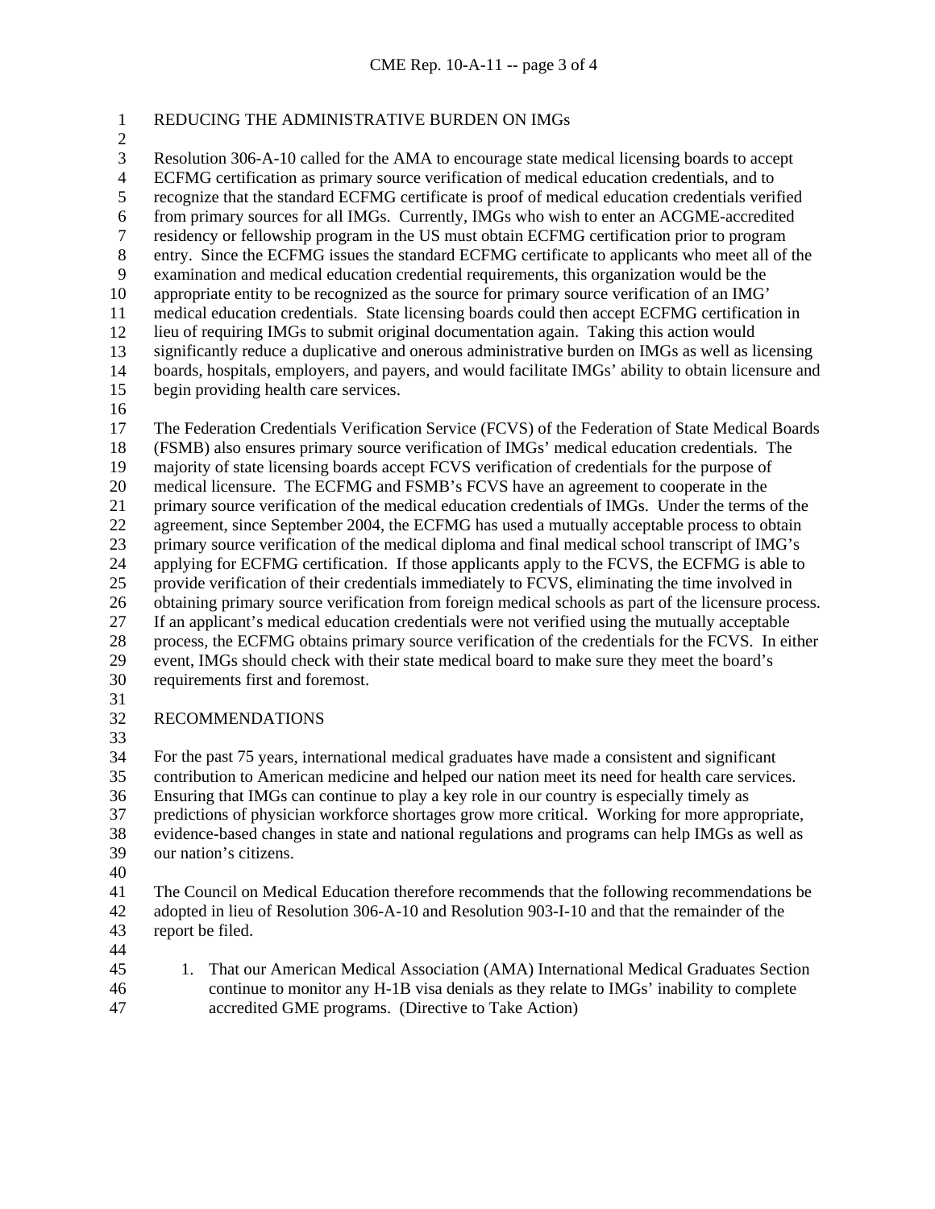## REDUCING THE ADMINISTRATIVE BURDEN ON IMGs

Resolution 306-A-10 called for the AMA to encourage state medical licensing boards to accept ECFMG certification as primary source verification of medical education credentials, and to recognize that the standard ECFMG certificate is proof of medical education credentials verified from primary sources for all IMGs. Currently, IMGs who wish to enter an ACGME-accredited residency or fellowship program in the US must obtain ECFMG certification prior to program entry. Since the ECFMG issues the standard ECFMG certificate to applicants who meet all of the examination and medical education credential requirements, this organization would be the appropriate entity to be recognized as the source for primary source verification of an IMG' medical education credentials. State licensing boards could then accept ECFMG certification in lieu of requiring IMGs to submit original documentation again. Taking this action would significantly reduce a duplicative and onerous administrative burden on IMGs as well as licensing boards, hospitals, employers, and payers, and would facilitate IMGs' ability to obtain licensure and begin providing health care services.

The Federation Credentials Verification Service (FCVS) of the Federation of State Medical Boards (FSMB) also ensures primary source verification of IMGs' medical education credentials. The majority of state licensing boards accept FCVS verification of credentials for the purpose of medical licensure. The ECFMG and FSMB's FCVS have an agreement to cooperate in the primary source verification of the medical education credentials of IMGs. Under the terms of the agreement, since September 2004, the ECFMG has used a mutually acceptable process to obtain primary source verification of the medical diploma and final medical school transcript of IMG's applying for ECFMG certification. If those applicants apply to the FCVS, the ECFMG is able to provide verification of their credentials immediately to FCVS, eliminating the time involved in obtaining primary source verification from foreign medical schools as part of the licensure process. If an applicant's medical education credentials were not verified using the mutually acceptable process, the ECFMG obtains primary source verification of the credentials for the FCVS. In either event, IMGs should check with their state medical board to make sure they meet the board's requirements first and foremost.

## RECOMMENDATIONS

For the past 75 years, international medical graduates have made a consistent and significant contribution to American medicine and helped our nation meet its need for health care services. Ensuring that IMGs can continue to play a key role in our country is especially timely as predictions of physician workforce shortages grow more critical. Working for more appropriate, evidence-based changes in state and national regulations and programs can help IMGs as well as our nation's citizens.

The Council on Medical Education therefore recommends that the following recommendations be adopted in lieu of Resolution 306-A-10 and Resolution 903-I-10 and that the remainder of the report be filed.

1. That our American Medical Association (AMA) International Medical Graduates Section continue to monitor any H-1B visa denials as they relate to IMGs' inability to complete accredited GME programs. (Directive to Take Action)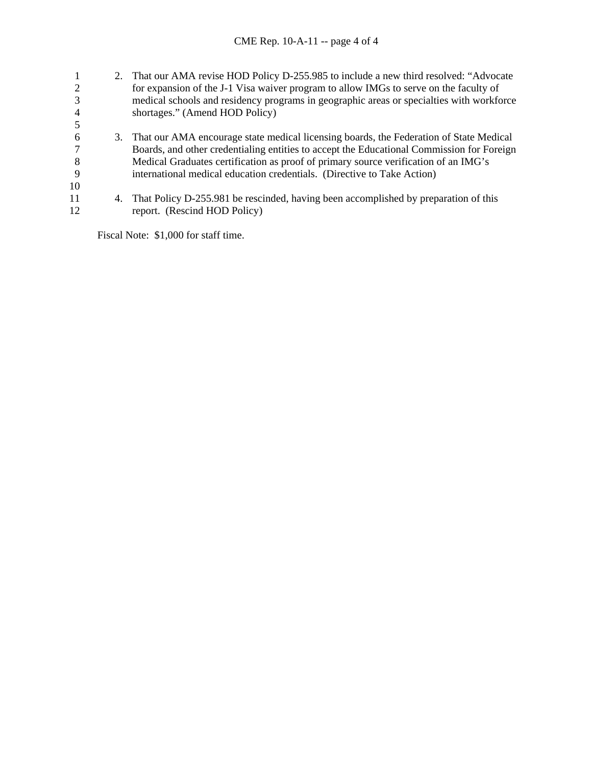2. That our AMA revise HOD Policy D-255.985 to include a new third resolved: "Advocate for expansion of the J-1 Visa waiver program to allow IMGs to serve on the faculty of medical schools and residency programs in geographic areas or specialties with workforce shortages." (Amend HOD Policy)

3. That our AMA encourage state medical licensing boards, the Federation of State Medical Boards, and other credentialing entities to accept the Educational Commission for Foreign Medical Graduates certification as proof of primary source verification of an IMG's international medical education credentials. (Directive to Take Action)

4. That Policy D-255.981 be rescinded, having been accomplished by preparation of this report. (Rescind HOD Policy)

Fiscal Note: $1,000 for staff time.